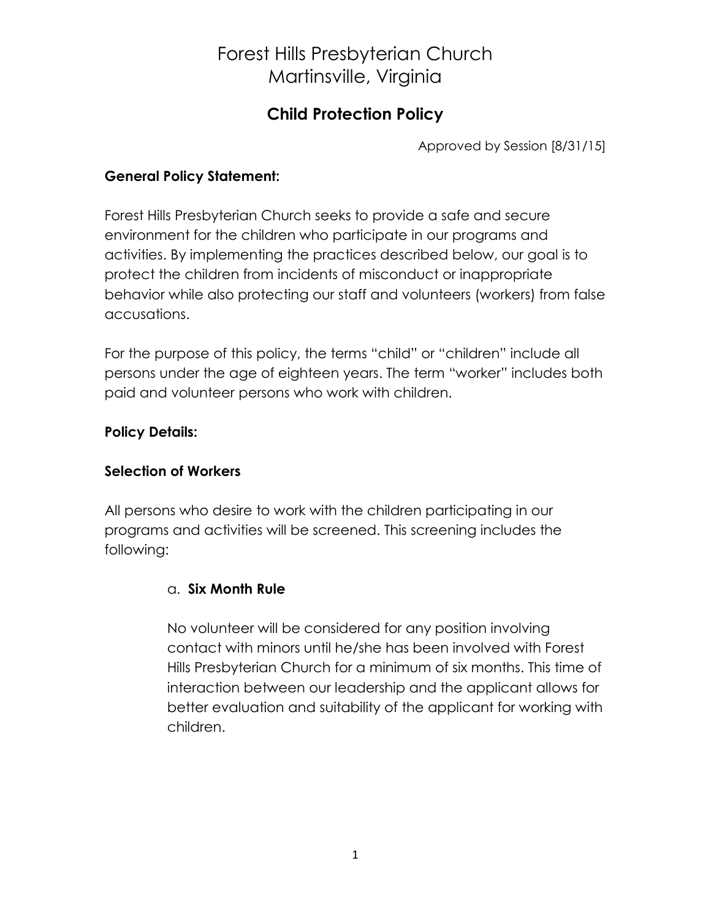# Forest Hills Presbyterian Church
# Martinsville, Virginia

## Child Protection Policy

Approved by Session [8/31/15]

**General Policy Statement:**

Forest Hills Presbyterian Church seeks to provide a safe and secure environment for the children who participate in our programs and activities. By implementing the practices described below, our goal is to protect the children from incidents of misconduct or inappropriate behavior while also protecting our staff and volunteers (workers) from false accusations.

For the purpose of this policy, the terms "child" or "children" include all persons under the age of eighteen years. The term "worker" includes both paid and volunteer persons who work with children.

**Policy Details:**

**Selection of Workers**

All persons who desire to work with the children participating in our programs and activities will be screened. This screening includes the following:

a. **Six Month Rule**

No volunteer will be considered for any position involving contact with minors until he/she has been involved with Forest Hills Presbyterian Church for a minimum of six months. This time of interaction between our leadership and the applicant allows for better evaluation and suitability of the applicant for working with children.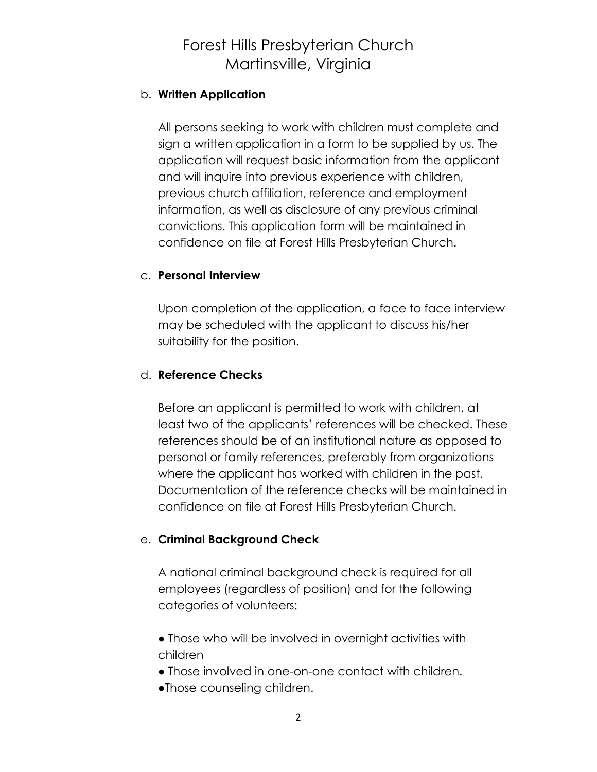# Forest Hills Presbyterian Church
# Martinsville, Virginia

b. **Written Application**

All persons seeking to work with children must complete and sign a written application in a form to be supplied by us. The application will request basic information from the applicant and will inquire into previous experience with children, previous church affiliation, reference and employment information, as well as disclosure of any previous criminal convictions. This application form will be maintained in confidence on file at Forest Hills Presbyterian Church.

c. **Personal Interview**

Upon completion of the application, a face to face interview may be scheduled with the applicant to discuss his/her suitability for the position.

d. **Reference Checks**

Before an applicant is permitted to work with children, at least two of the applicants' references will be checked. These references should be of an institutional nature as opposed to personal or family references, preferably from organizations where the applicant has worked with children in the past. Documentation of the reference checks will be maintained in confidence on file at Forest Hills Presbyterian Church.

e. **Criminal Background Check**

A national criminal background check is required for all employees (regardless of position) and for the following categories of volunteers:

- Those who will be involved in overnight activities with children
- Those involved in one-on-one contact with children.
- Those counseling children.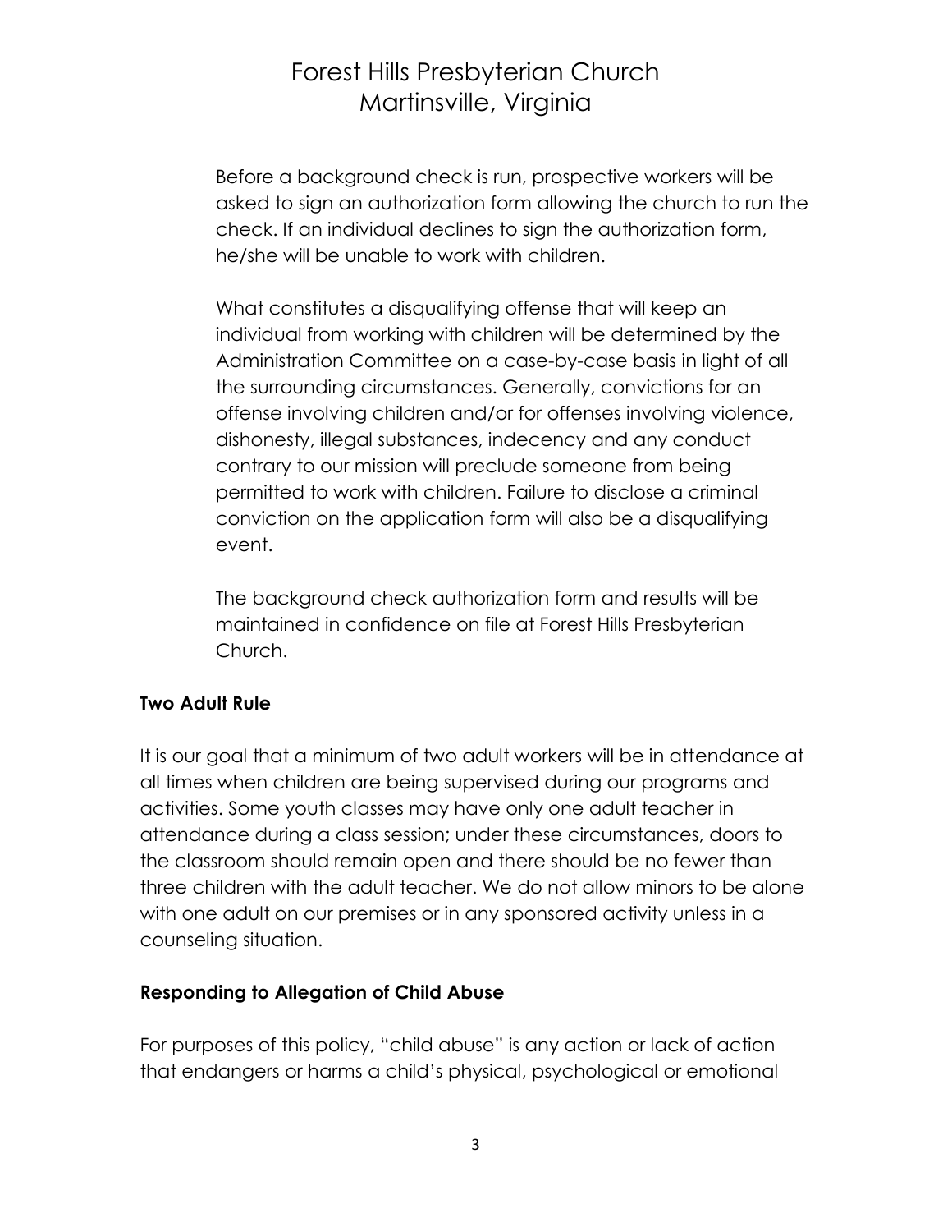Before a background check is run, prospective workers will be asked to sign an authorization form allowing the church to run the check. If an individual declines to sign the authorization form, he/she will be unable to work with children.

What constitutes a disqualifying offense that will keep an individual from working with children will be determined by the Administration Committee on a case-by-case basis in light of all the surrounding circumstances. Generally, convictions for an offense involving children and/or for offenses involving violence, dishonesty, illegal substances, indecency and any conduct contrary to our mission will preclude someone from being permitted to work with children. Failure to disclose a criminal conviction on the application form will also be a disqualifying event.

The background check authorization form and results will be maintained in confidence on file at Forest Hills Presbyterian Church.

**Two Adult Rule**

It is our goal that a minimum of two adult workers will be in attendance at all times when children are being supervised during our programs and activities. Some youth classes may have only one adult teacher in attendance during a class session; under these circumstances, doors to the classroom should remain open and there should be no fewer than three children with the adult teacher. We do not allow minors to be alone with one adult on our premises or in any sponsored activity unless in a counseling situation.

**Responding to Allegation of Child Abuse**

For purposes of this policy, "child abuse" is any action or lack of action that endangers or harms a child's physical, psychological or emotional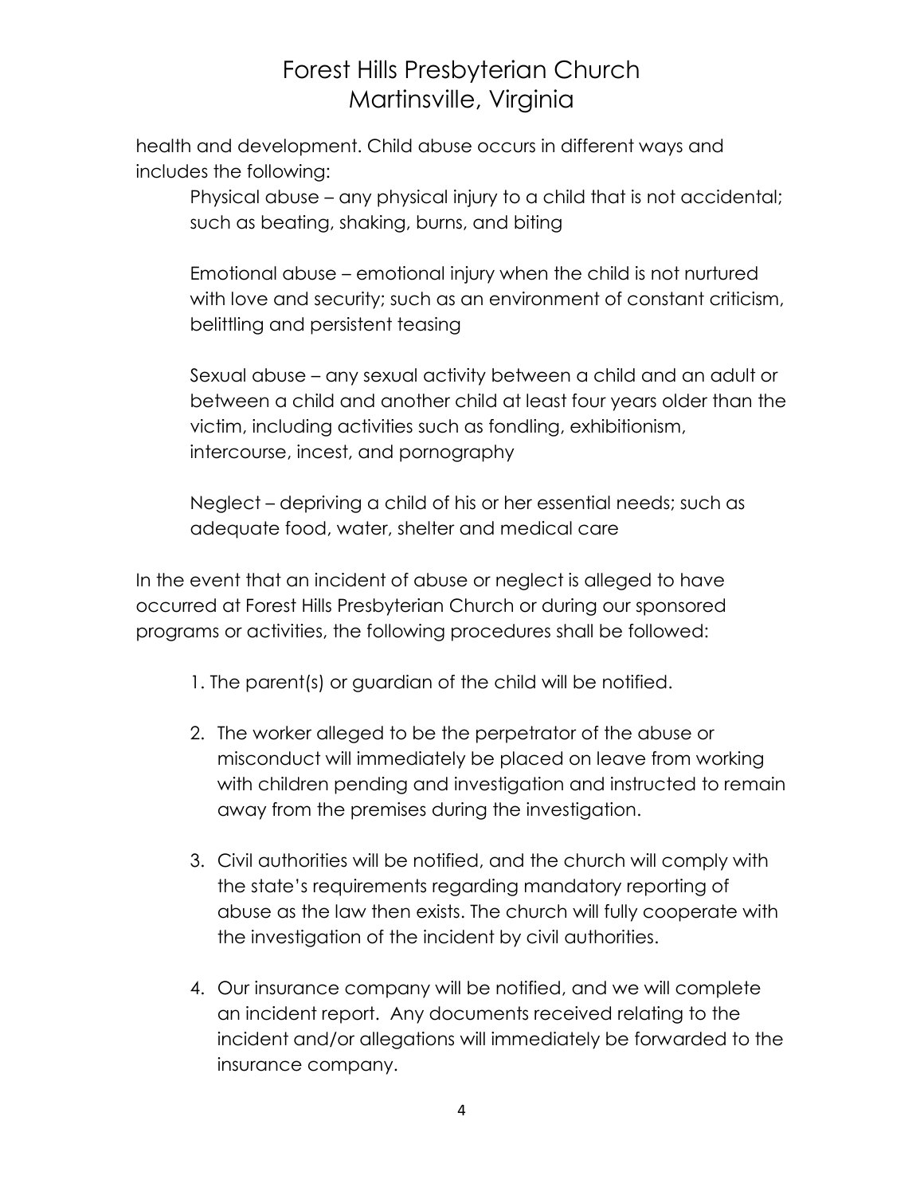health and development. Child abuse occurs in different ways and includes the following:

> Physical abuse – any physical injury to a child that is not accidental; such as beating, shaking, burns, and biting
>
> Emotional abuse – emotional injury when the child is not nurtured with love and security; such as an environment of constant criticism, belittling and persistent teasing
>
> Sexual abuse – any sexual activity between a child and an adult or between a child and another child at least four years older than the victim, including activities such as fondling, exhibitionism, intercourse, incest, and pornography
>
> Neglect – depriving a child of his or her essential needs; such as adequate food, water, shelter and medical care

In the event that an incident of abuse or neglect is alleged to have occurred at Forest Hills Presbyterian Church or during our sponsored programs or activities, the following procedures shall be followed:

1. The parent(s) or guardian of the child will be notified.
2. The worker alleged to be the perpetrator of the abuse or misconduct will immediately be placed on leave from working with children pending and investigation and instructed to remain away from the premises during the investigation.
3. Civil authorities will be notified, and the church will comply with the state's requirements regarding mandatory reporting of abuse as the law then exists. The church will fully cooperate with the investigation of the incident by civil authorities.
4. Our insurance company will be notified, and we will complete an incident report. Any documents received relating to the incident and/or allegations will immediately be forwarded to the insurance company.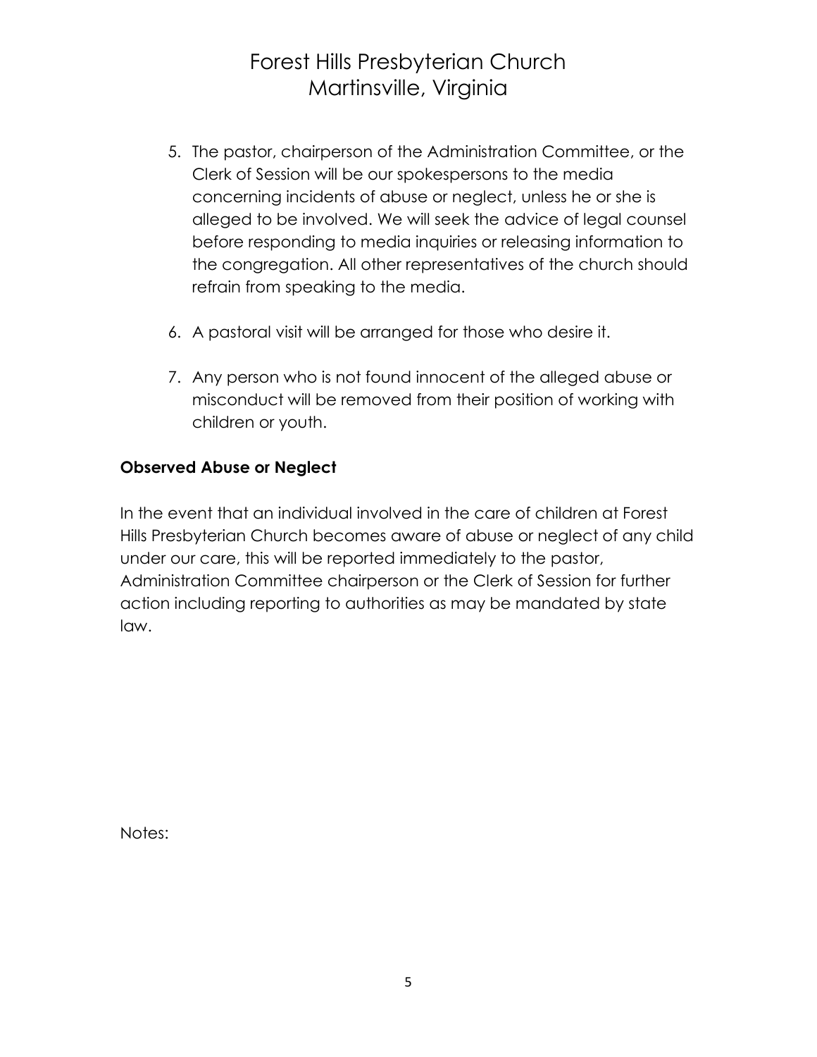5. The pastor, chairperson of the Administration Committee, or the Clerk of Session will be our spokespersons to the media concerning incidents of abuse or neglect, unless he or she is alleged to be involved. We will seek the advice of legal counsel before responding to media inquiries or releasing information to the congregation. All other representatives of the church should refrain from speaking to the media.

6. A pastoral visit will be arranged for those who desire it.

7. Any person who is not found innocent of the alleged abuse or misconduct will be removed from their position of working with children or youth.

**Observed Abuse or Neglect**

In the event that an individual involved in the care of children at Forest Hills Presbyterian Church becomes aware of abuse or neglect of any child under our care, this will be reported immediately to the pastor, Administration Committee chairperson or the Clerk of Session for further action including reporting to authorities as may be mandated by state law.

Notes: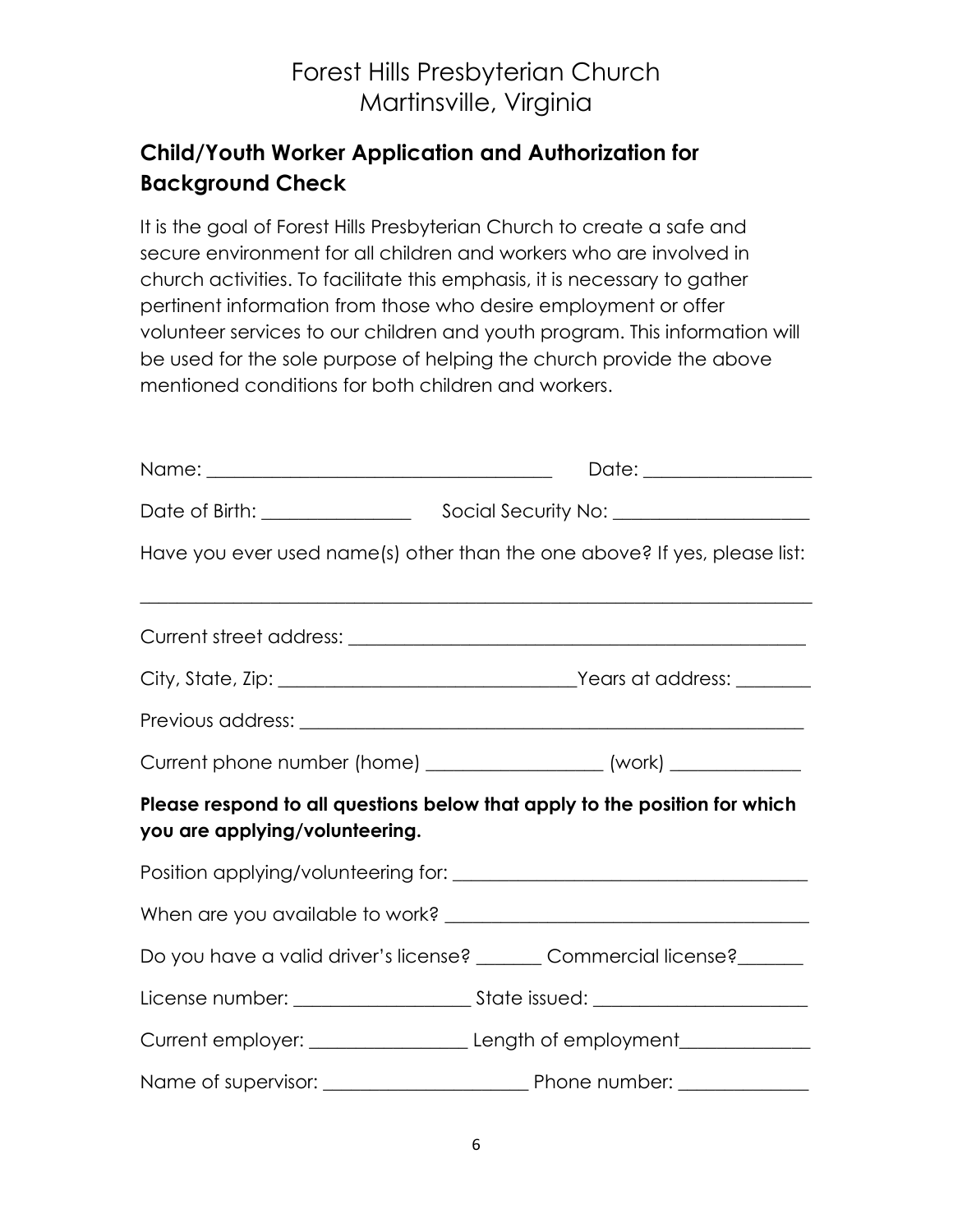# Forest Hills Presbyterian Church
# Martinsville, Virginia

## Child/Youth Worker Application and Authorization for Background Check

It is the goal of Forest Hills Presbyterian Church to create a safe and secure environment for all children and workers who are involved in church activities. To facilitate this emphasis, it is necessary to gather pertinent information from those who desire employment or offer volunteer services to our children and youth program. This information will be used for the sole purpose of helping the church provide the above mentioned conditions for both children and workers.

Name: ____________________________________ Date: _________________

Date of Birth: _______________ Social Security No: ____________________

Have you ever used name(s) other than the one above? If yes, please list:

______________________________________________________________________

Current street address: _______________________________________________

City, State, Zip: ______________________________Years at address: ________

Previous address: ____________________________________________________

Current phone number (home) __________________ (work) _____________

**Please respond to all questions below that apply to the position for which you are applying/volunteering.**

Position applying/volunteering for: _____________________________________

When are you available to work? ______________________________________

Do you have a valid driver's license? _______ Commercial license?_______

License number: __________________ State issued: ______________________

Current employer: ________________ Length of employment_____________

Name of supervisor: _____________________ Phone number: _____________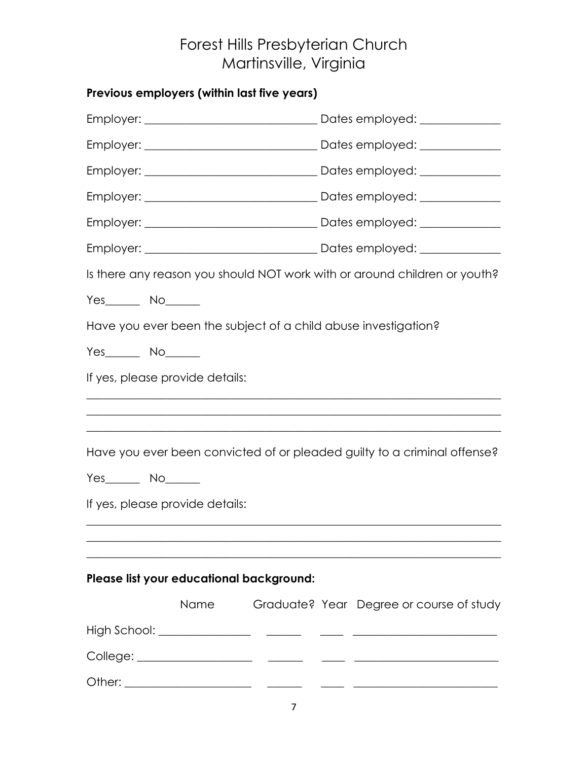# Forest Hills Presbyterian Church
## Martinsville, Virginia

**Previous employers (within last five years)**

Employer: ______________________________ Dates employed: ______________

Employer: ______________________________ Dates employed: ______________

Employer: ______________________________ Dates employed: ______________

Employer: ______________________________ Dates employed: ______________

Employer: ______________________________ Dates employed: ______________

Employer: ______________________________ Dates employed: ______________

Is there any reason you should NOT work with or around children or youth?

Yes______ No______

Have you ever been the subject of a child abuse investigation?

Yes______ No______

If yes, please provide details:

______________________________________________________________________

______________________________________________________________________

______________________________________________________________________

Have you ever been convicted of or pleaded guilty to a criminal offense?

Yes______ No______

If yes, please provide details:

______________________________________________________________________

______________________________________________________________________

______________________________________________________________________

**Please list your educational background:**

| | Name | Graduate? | Year | Degree or course of study |
|---|---|---|---|---|
| High School: | ________________ | ______ | ____ | _________________________ |
| College: | ____________________ | ______ | ____ | _________________________ |
| Other: | ______________________ | ______ | ____ | _________________________ |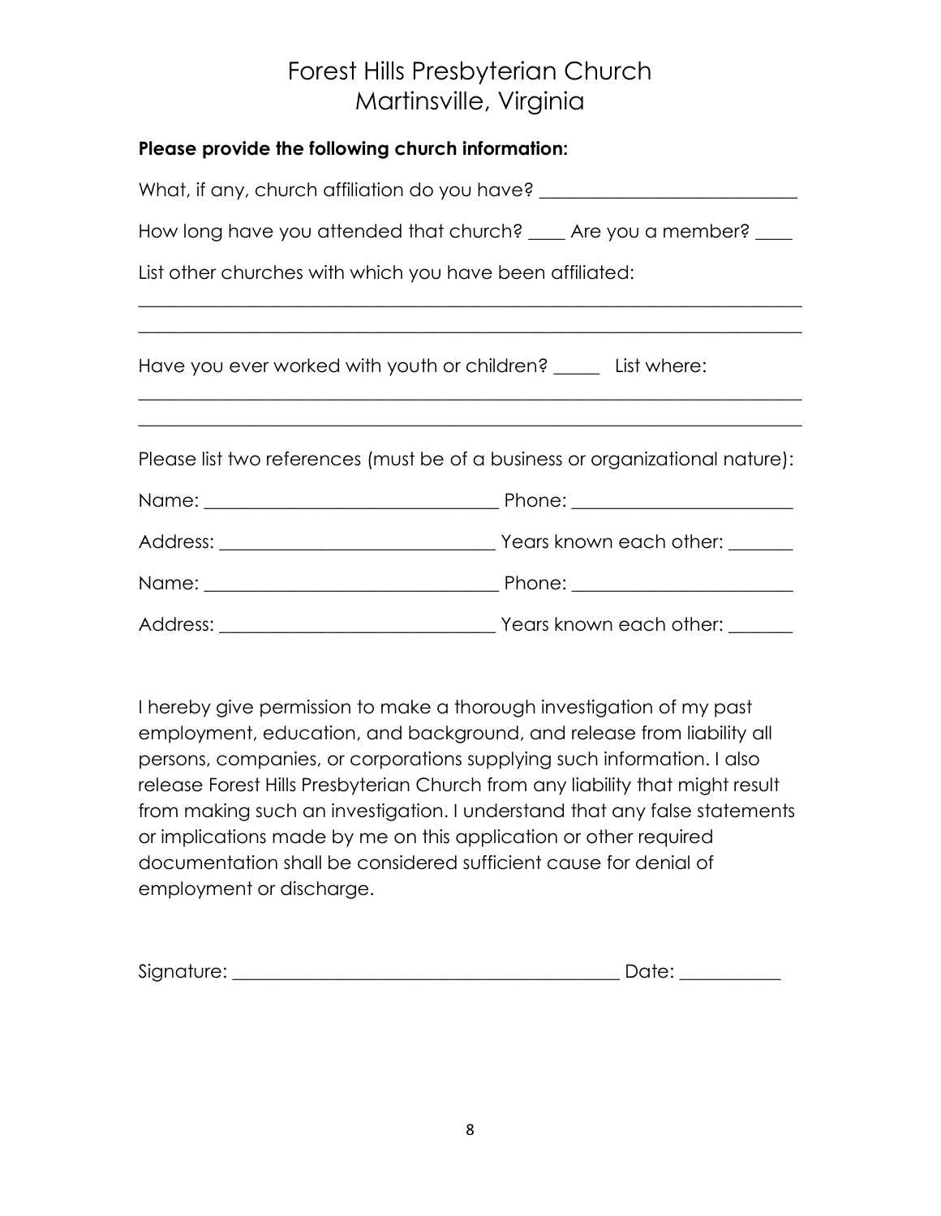# Forest Hills Presbyterian Church
## Martinsville, Virginia

**Please provide the following church information:**

What, if any, church affiliation do you have? ____________________________

How long have you attended that church? ____ Are you a member? ____

List other churches with which you have been affiliated:

______________________________________________________________________

______________________________________________________________________

Have you ever worked with youth or children? _____ List where:

______________________________________________________________________

______________________________________________________________________

Please list two references (must be of a business or organizational nature):

Name: ________________________________ Phone: ________________________

Address: ______________________________ Years known each other: _______

Name: ________________________________ Phone: ________________________

Address: ______________________________ Years known each other: _______

I hereby give permission to make a thorough investigation of my past employment, education, and background, and release from liability all persons, companies, or corporations supplying such information. I also release Forest Hills Presbyterian Church from any liability that might result from making such an investigation. I understand that any false statements or implications made by me on this application or other required documentation shall be considered sufficient cause for denial of employment or discharge.

Signature: ___________________________________________ Date: ___________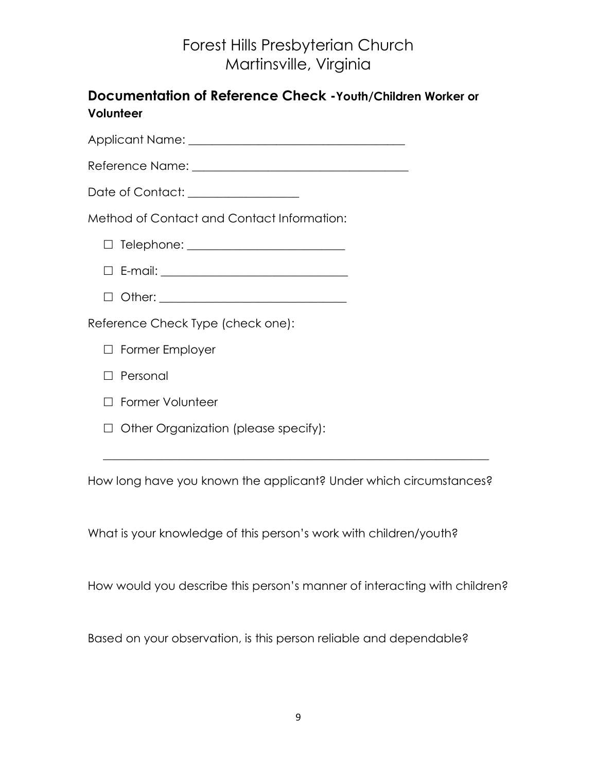# Forest Hills Presbyterian Church
# Martinsville, Virginia

## Documentation of Reference Check - Youth/Children Worker or Volunteer

Applicant Name: ____________________________________

Reference Name: ____________________________________

Date of Contact: __________________

Method of Contact and Contact Information:

- ☐ Telephone: __________________________
- ☐ E-mail: ______________________________
- ☐ Other: _______________________________

Reference Check Type (check one):

- ☐ Former Employer
- ☐ Personal
- ☐ Former Volunteer
- ☐ Other Organization (please specify):

_________________________________________________________________

How long have you known the applicant? Under which circumstances?

What is your knowledge of this person's work with children/youth?

How would you describe this person's manner of interacting with children?

Based on your observation, is this person reliable and dependable?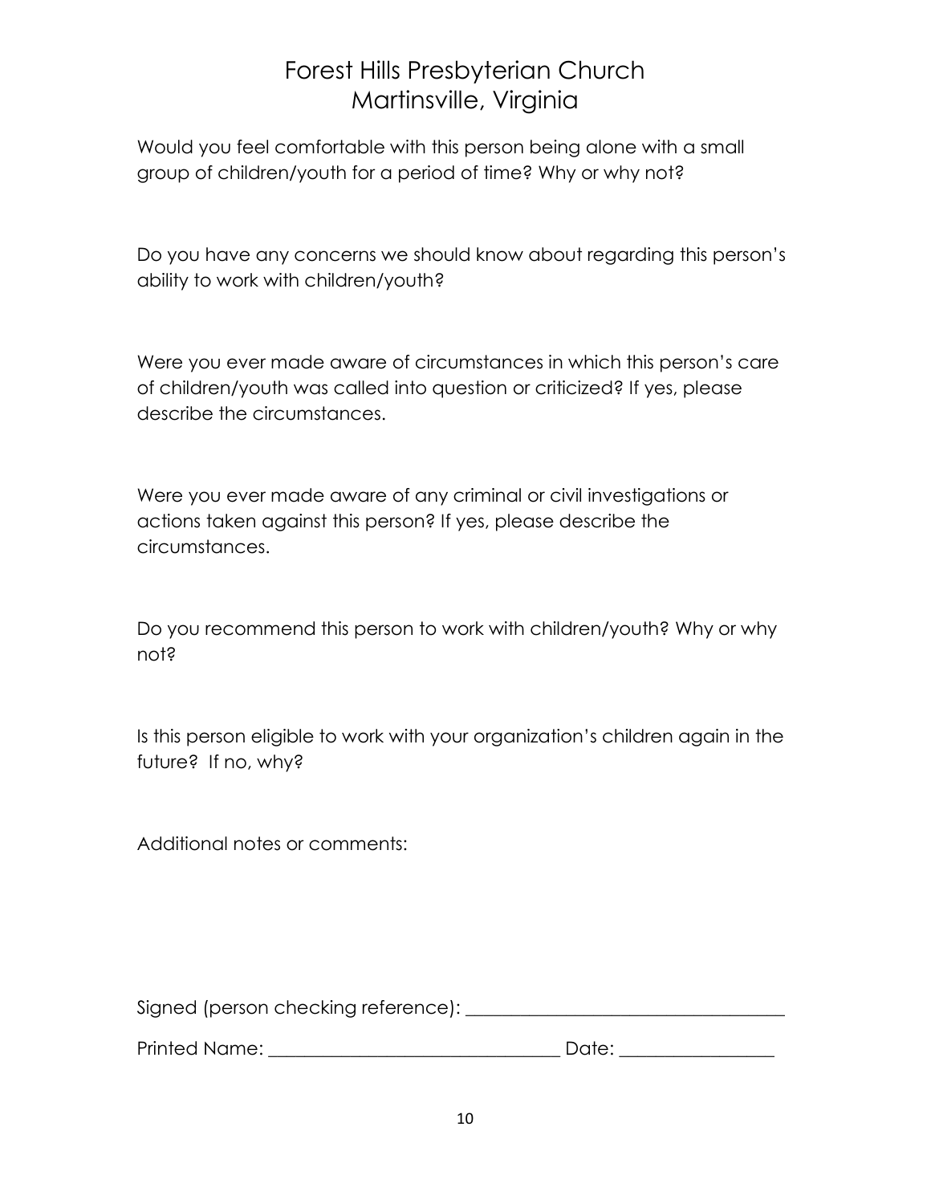# Forest Hills Presbyterian Church
## Martinsville, Virginia

Would you feel comfortable with this person being alone with a small group of children/youth for a period of time? Why or why not?

Do you have any concerns we should know about regarding this person's ability to work with children/youth?

Were you ever made aware of circumstances in which this person's care of children/youth was called into question or criticized? If yes, please describe the circumstances.

Were you ever made aware of any criminal or civil investigations or actions taken against this person? If yes, please describe the circumstances.

Do you recommend this person to work with children/youth? Why or why not?

Is this person eligible to work with your organization's children again in the future? If no, why?

Additional notes or comments:

Signed (person checking reference): ___________________________________

Printed Name: ________________________________ Date: _________________